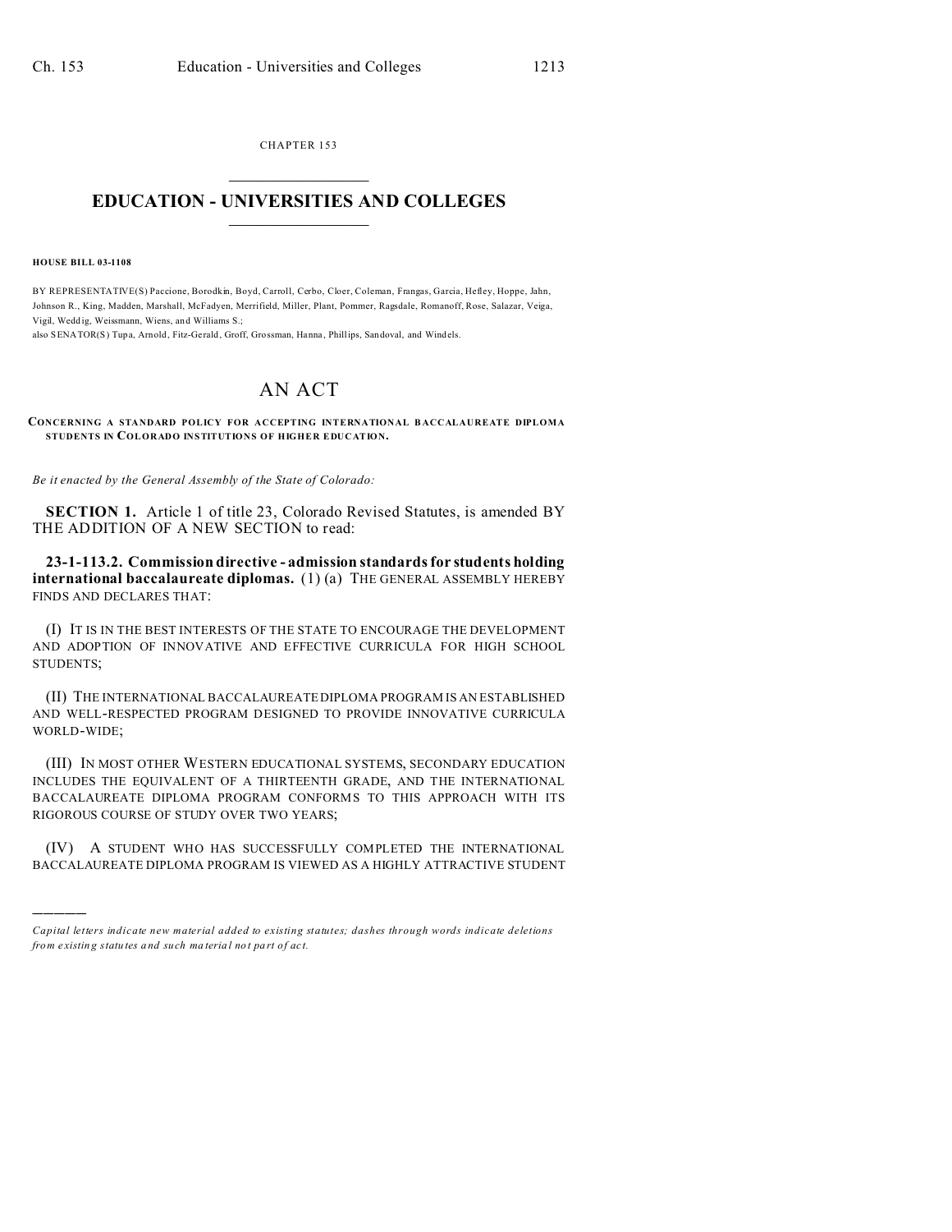CHAPTER 153

# EDUCATION - UNIVERSITIES AND COLLEGES

**HOUSE BILL 03-1108**

BY REPRESENTATIVE(S) Paccione, Borodkin, Boyd, Carroll, Cerbo, Cloer, Coleman, Frangas, Garcia, Hefley, Hoppe, Jahn, Johnson R., King, Madden, Marshall, McFadyen, Merrifield, Miller, Plant, Pommer, Ragsdale, Romanoff, Rose, Salazar, Veiga, Vigil, Weddig, Weissmann, Wiens, and Williams S.;
also SENATOR(S) Tupa, Arnold, Fitz-Gerald, Groff, Grossman, Hanna, Phillips, Sandoval, and Windels.

## AN ACT

**CONCERNING A STANDARD POLICY FOR ACCEPTING INTERNATIONAL BACCALAUREATE DIPLOMA STUDENTS IN COLORADO INSTITUTIONS OF HIGHER EDUCATION.**

*Be it enacted by the General Assembly of the State of Colorado:*

**SECTION 1.** Article 1 of title 23, Colorado Revised Statutes, is amended BY THE ADDITION OF A NEW SECTION to read:

**23-1-113.2. Commission directive - admission standards for students holding international baccalaureate diplomas.** (1) (a) THE GENERAL ASSEMBLY HEREBY FINDS AND DECLARES THAT:

(I) IT IS IN THE BEST INTERESTS OF THE STATE TO ENCOURAGE THE DEVELOPMENT AND ADOPTION OF INNOVATIVE AND EFFECTIVE CURRICULA FOR HIGH SCHOOL STUDENTS;

(II) THE INTERNATIONAL BACCALAUREATE DIPLOMA PROGRAM IS AN ESTABLISHED AND WELL-RESPECTED PROGRAM DESIGNED TO PROVIDE INNOVATIVE CURRICULA WORLD-WIDE;

(III) IN MOST OTHER WESTERN EDUCATIONAL SYSTEMS, SECONDARY EDUCATION INCLUDES THE EQUIVALENT OF A THIRTEENTH GRADE, AND THE INTERNATIONAL BACCALAUREATE DIPLOMA PROGRAM CONFORMS TO THIS APPROACH WITH ITS RIGOROUS COURSE OF STUDY OVER TWO YEARS;

(IV) A STUDENT WHO HAS SUCCESSFULLY COMPLETED THE INTERNATIONAL BACCALAUREATE DIPLOMA PROGRAM IS VIEWED AS A HIGHLY ATTRACTIVE STUDENT

---

*Capital letters indicate new material added to existing statutes; dashes through words indicate deletions from existing statutes and such material not part of act.*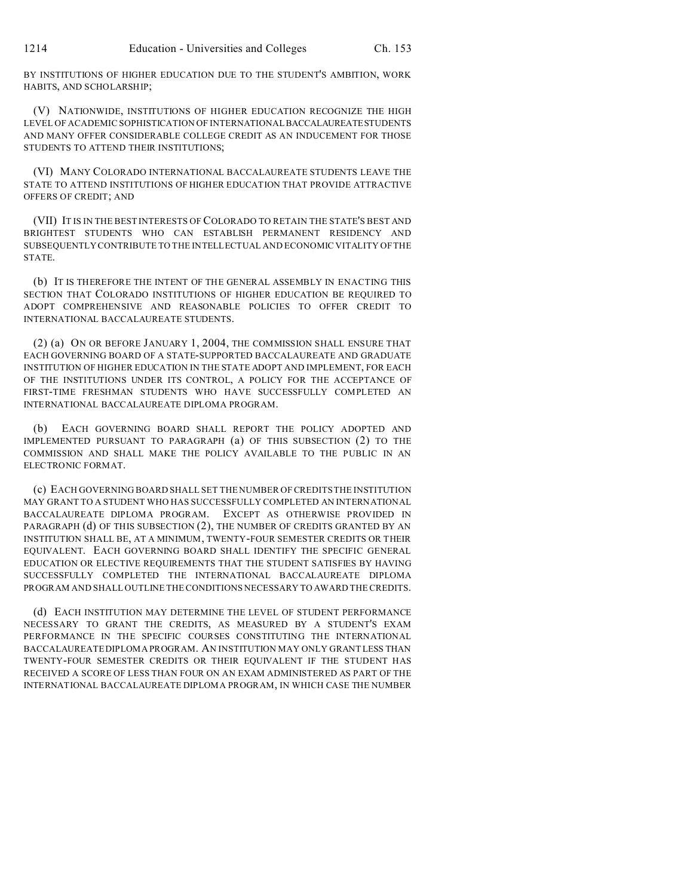BY INSTITUTIONS OF HIGHER EDUCATION DUE TO THE STUDENT'S AMBITION, WORK HABITS, AND SCHOLARSHIP;

(V) NATIONWIDE, INSTITUTIONS OF HIGHER EDUCATION RECOGNIZE THE HIGH LEVEL OF ACADEMIC SOPHISTICATION OF INTERNATIONAL BACCALAUREATE STUDENTS AND MANY OFFER CONSIDERABLE COLLEGE CREDIT AS AN INDUCEMENT FOR THOSE STUDENTS TO ATTEND THEIR INSTITUTIONS;

(VI) MANY COLORADO INTERNATIONAL BACCALAUREATE STUDENTS LEAVE THE STATE TO ATTEND INSTITUTIONS OF HIGHER EDUCATION THAT PROVIDE ATTRACTIVE OFFERS OF CREDIT; AND

(VII) IT IS IN THE BEST INTERESTS OF COLORADO TO RETAIN THE STATE'S BEST AND BRIGHTEST STUDENTS WHO CAN ESTABLISH PERMANENT RESIDENCY AND SUBSEQUENTLY CONTRIBUTE TO THE INTELLECTUAL AND ECONOMIC VITALITY OF THE STATE.

(b) IT IS THEREFORE THE INTENT OF THE GENERAL ASSEMBLY IN ENACTING THIS SECTION THAT COLORADO INSTITUTIONS OF HIGHER EDUCATION BE REQUIRED TO ADOPT COMPREHENSIVE AND REASONABLE POLICIES TO OFFER CREDIT TO INTERNATIONAL BACCALAUREATE STUDENTS.

(2) (a) ON OR BEFORE JANUARY 1, 2004, THE COMMISSION SHALL ENSURE THAT EACH GOVERNING BOARD OF A STATE-SUPPORTED BACCALAUREATE AND GRADUATE INSTITUTION OF HIGHER EDUCATION IN THE STATE ADOPT AND IMPLEMENT, FOR EACH OF THE INSTITUTIONS UNDER ITS CONTROL, A POLICY FOR THE ACCEPTANCE OF FIRST-TIME FRESHMAN STUDENTS WHO HAVE SUCCESSFULLY COMPLETED AN INTERNATIONAL BACCALAUREATE DIPLOMA PROGRAM.

(b) EACH GOVERNING BOARD SHALL REPORT THE POLICY ADOPTED AND IMPLEMENTED PURSUANT TO PARAGRAPH (a) OF THIS SUBSECTION (2) TO THE COMMISSION AND SHALL MAKE THE POLICY AVAILABLE TO THE PUBLIC IN AN ELECTRONIC FORMAT.

(c) EACH GOVERNING BOARD SHALL SET THE NUMBER OF CREDITS THE INSTITUTION MAY GRANT TO A STUDENT WHO HAS SUCCESSFULLY COMPLETED AN INTERNATIONAL BACCALAUREATE DIPLOMA PROGRAM. EXCEPT AS OTHERWISE PROVIDED IN PARAGRAPH (d) OF THIS SUBSECTION (2), THE NUMBER OF CREDITS GRANTED BY AN INSTITUTION SHALL BE, AT A MINIMUM, TWENTY-FOUR SEMESTER CREDITS OR THEIR EQUIVALENT. EACH GOVERNING BOARD SHALL IDENTIFY THE SPECIFIC GENERAL EDUCATION OR ELECTIVE REQUIREMENTS THAT THE STUDENT SATISFIES BY HAVING SUCCESSFULLY COMPLETED THE INTERNATIONAL BACCALAUREATE DIPLOMA PROGRAM AND SHALL OUTLINE THE CONDITIONS NECESSARY TO AWARD THE CREDITS.

(d) EACH INSTITUTION MAY DETERMINE THE LEVEL OF STUDENT PERFORMANCE NECESSARY TO GRANT THE CREDITS, AS MEASURED BY A STUDENT'S EXAM PERFORMANCE IN THE SPECIFIC COURSES CONSTITUTING THE INTERNATIONAL BACCALAUREATE DIPLOMA PROGRAM. AN INSTITUTION MAY ONLY GRANT LESS THAN TWENTY-FOUR SEMESTER CREDITS OR THEIR EQUIVALENT IF THE STUDENT HAS RECEIVED A SCORE OF LESS THAN FOUR ON AN EXAM ADMINISTERED AS PART OF THE INTERNATIONAL BACCALAUREATE DIPLOMA PROGRAM, IN WHICH CASE THE NUMBER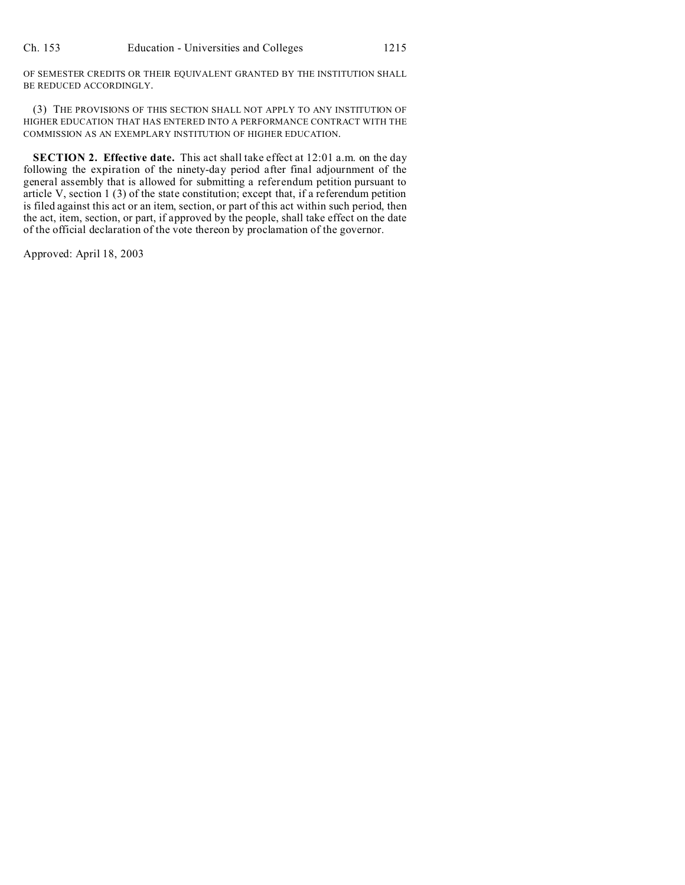OF SEMESTER CREDITS OR THEIR EQUIVALENT GRANTED BY THE INSTITUTION SHALL BE REDUCED ACCORDINGLY.

(3) THE PROVISIONS OF THIS SECTION SHALL NOT APPLY TO ANY INSTITUTION OF HIGHER EDUCATION THAT HAS ENTERED INTO A PERFORMANCE CONTRACT WITH THE COMMISSION AS AN EXEMPLARY INSTITUTION OF HIGHER EDUCATION.

**SECTION 2. Effective date.** This act shall take effect at 12:01 a.m. on the day following the expiration of the ninety-day period after final adjournment of the general assembly that is allowed for submitting a referendum petition pursuant to article V, section 1 (3) of the state constitution; except that, if a referendum petition is filed against this act or an item, section, or part of this act within such period, then the act, item, section, or part, if approved by the people, shall take effect on the date of the official declaration of the vote thereon by proclamation of the governor.

Approved: April 18, 2003